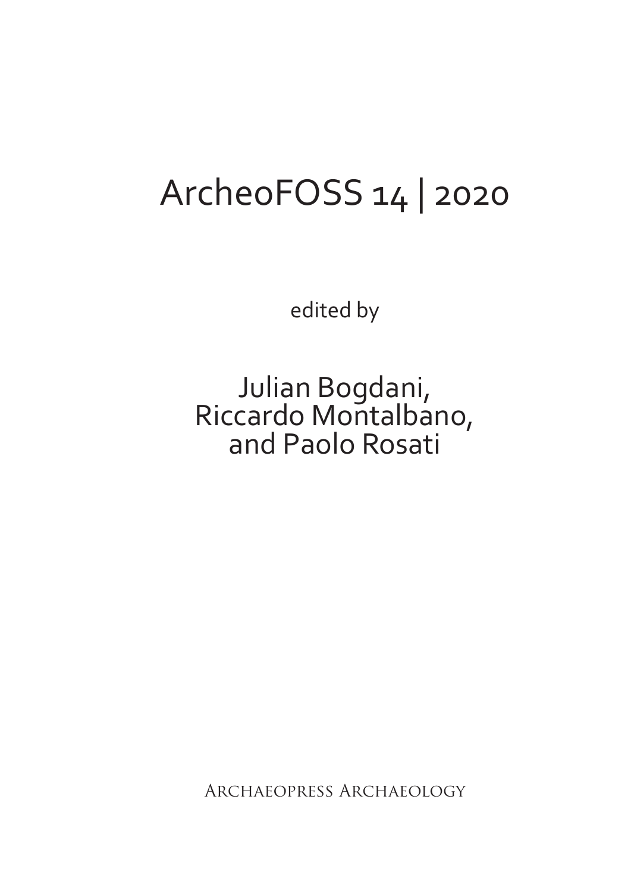# ArcheoFOSS 14 | 2020

edited by

Julian Bogdani,
Riccardo Montalbano,
and Paolo Rosati

Archaeopress Archaeology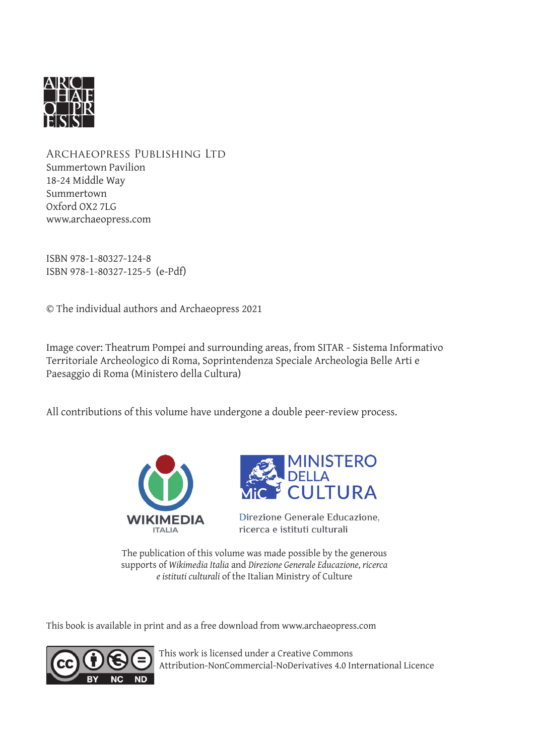Archaeopress Publishing Ltd
Summertown Pavilion
18-24 Middle Way
Summertown
Oxford OX2 7LG
www.archaeopress.com

ISBN 978-1-80327-124-8
ISBN 978-1-80327-125-5 (e-Pdf)

© The individual authors and Archaeopress 2021

Image cover: Theatrum Pompei and surrounding areas, from SITAR - Sistema Informativo Territoriale Archeologico di Roma, Soprintendenza Speciale Archeologia Belle Arti e Paesaggio di Roma (Ministero della Cultura)

All contributions of this volume have undergone a double peer-review process.

WIKIMEDIA ITALIA

MiC MINISTERO DELLA CULTURA
Direzione Generale Educazione, ricerca e istituti culturali

The publication of this volume was made possible by the generous supports of *Wikimedia Italia* and *Direzione Generale Educazione, ricerca e istituti culturali* of the Italian Ministry of Culture

This book is available in print and as a free download from www.archaeopress.com

This work is licensed under a Creative Commons Attribution-NonCommercial-NoDerivatives 4.0 International Licence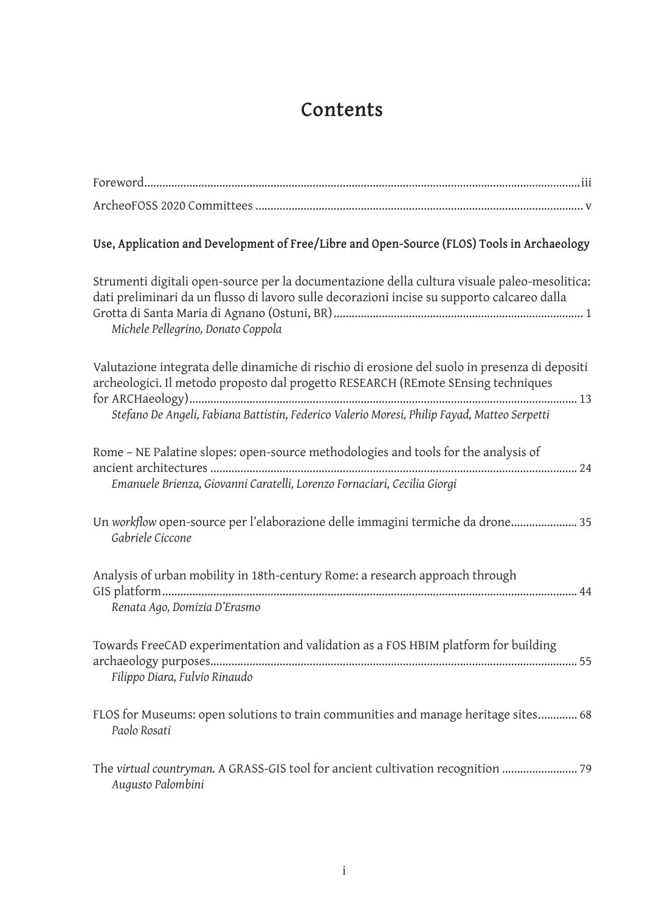# Contents

Foreword ... iii

ArcheoFOSS 2020 Committees ... v

**Use, Application and Development of Free/Libre and Open-Source (FLOS) Tools in Archaeology**

Strumenti digitali open-source per la documentazione della cultura visuale paleo-mesolitica: dati preliminari da un flusso di lavoro sulle decorazioni incise su supporto calcareo dalla Grotta di Santa Maria di Agnano (Ostuni, BR) ... 1
*Michele Pellegrino, Donato Coppola*

Valutazione integrata delle dinamiche di rischio di erosione del suolo in presenza di depositi archeologici. Il metodo proposto dal progetto RESEARCH (REmote SEnsing techniques for ARCHaeology) ... 13
*Stefano De Angeli, Fabiana Battistin, Federico Valerio Moresi, Philip Fayad, Matteo Serpetti*

Rome – NE Palatine slopes: open-source methodologies and tools for the analysis of ancient architectures ... 24
*Emanuele Brienza, Giovanni Caratelli, Lorenzo Fornaciari, Cecilia Giorgi*

Un *workflow* open-source per l'elaborazione delle immagini termiche da drone ... 35
*Gabriele Ciccone*

Analysis of urban mobility in 18th-century Rome: a research approach through GIS platform ... 44
*Renata Ago, Domizia D'Erasmo*

Towards FreeCAD experimentation and validation as a FOS HBIM platform for building archaeology purposes ... 55
*Filippo Diara, Fulvio Rinaudo*

FLOS for Museums: open solutions to train communities and manage heritage sites ... 68
*Paolo Rosati*

The *virtual countryman.* A GRASS-GIS tool for ancient cultivation recognition ... 79
*Augusto Palombini*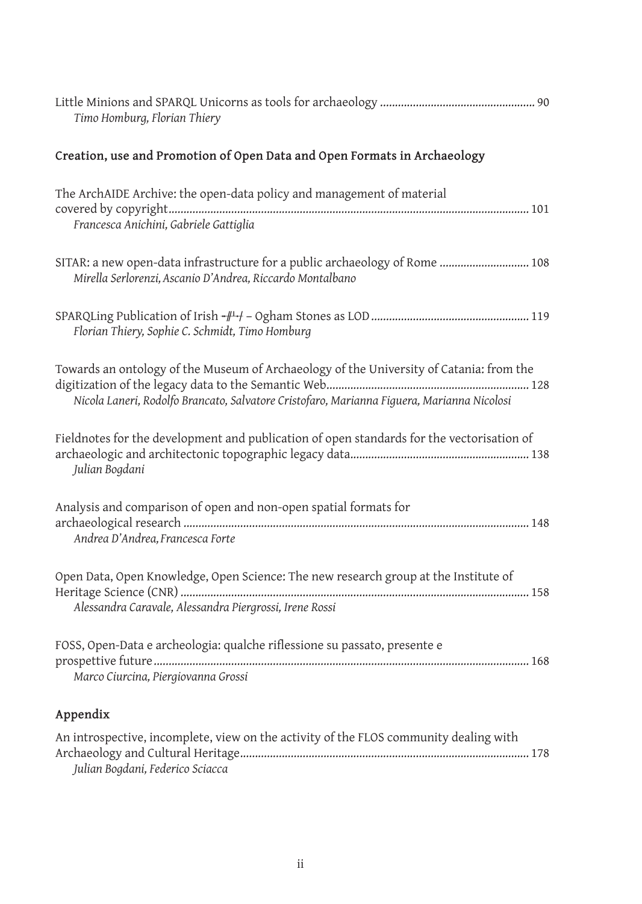Little Minions and SPARQL Unicorns as tools for archaeology .................................................... 90
*Timo Homburg, Florian Thiery*

### Creation, use and Promotion of Open Data and Open Formats in Archaeology

The ArchAIDE Archive: the open-data policy and management of material covered by copyright........................................................................................................................ 101
*Francesca Anichini, Gabriele Gattiglia*

SITAR: a new open-data infrastructure for a public archaeology of Rome .............................. 108
*Mirella Serlorenzi, Ascanio D'Andrea, Riccardo Montalbano*

SPARQLing Publication of Irish ᚑᚌᚐᚋ – Ogham Stones as LOD .................................................... 119
*Florian Thiery, Sophie C. Schmidt, Timo Homburg*

Towards an ontology of the Museum of Archaeology of the University of Catania: from the digitization of the legacy data to the Semantic Web.................................................................... 128
*Nicola Laneri, Rodolfo Brancato, Salvatore Cristofaro, Marianna Figuera, Marianna Nicolosi*

Fieldnotes for the development and publication of open standards for the vectorisation of archaeologic and architectonic topographic legacy data........................................................... 138
*Julian Bogdani*

Analysis and comparison of open and non-open spatial formats for archaeological research ................................................................................................................... 148
*Andrea D'Andrea, Francesca Forte*

Open Data, Open Knowledge, Open Science: The new research group at the Institute of Heritage Science (CNR) .................................................................................................................... 158
*Alessandra Caravale, Alessandra Piergrossi, Irene Rossi*

FOSS, Open-Data e archeologia: qualche riflessione su passato, presente e prospettive future............................................................................................................................. 168
*Marco Ciurcina, Piergiovanna Grossi*

### Appendix

An introspective, incomplete, view on the activity of the FLOS community dealing with Archaeology and Cultural Heritage................................................................................................ 178
*Julian Bogdani, Federico Sciacca*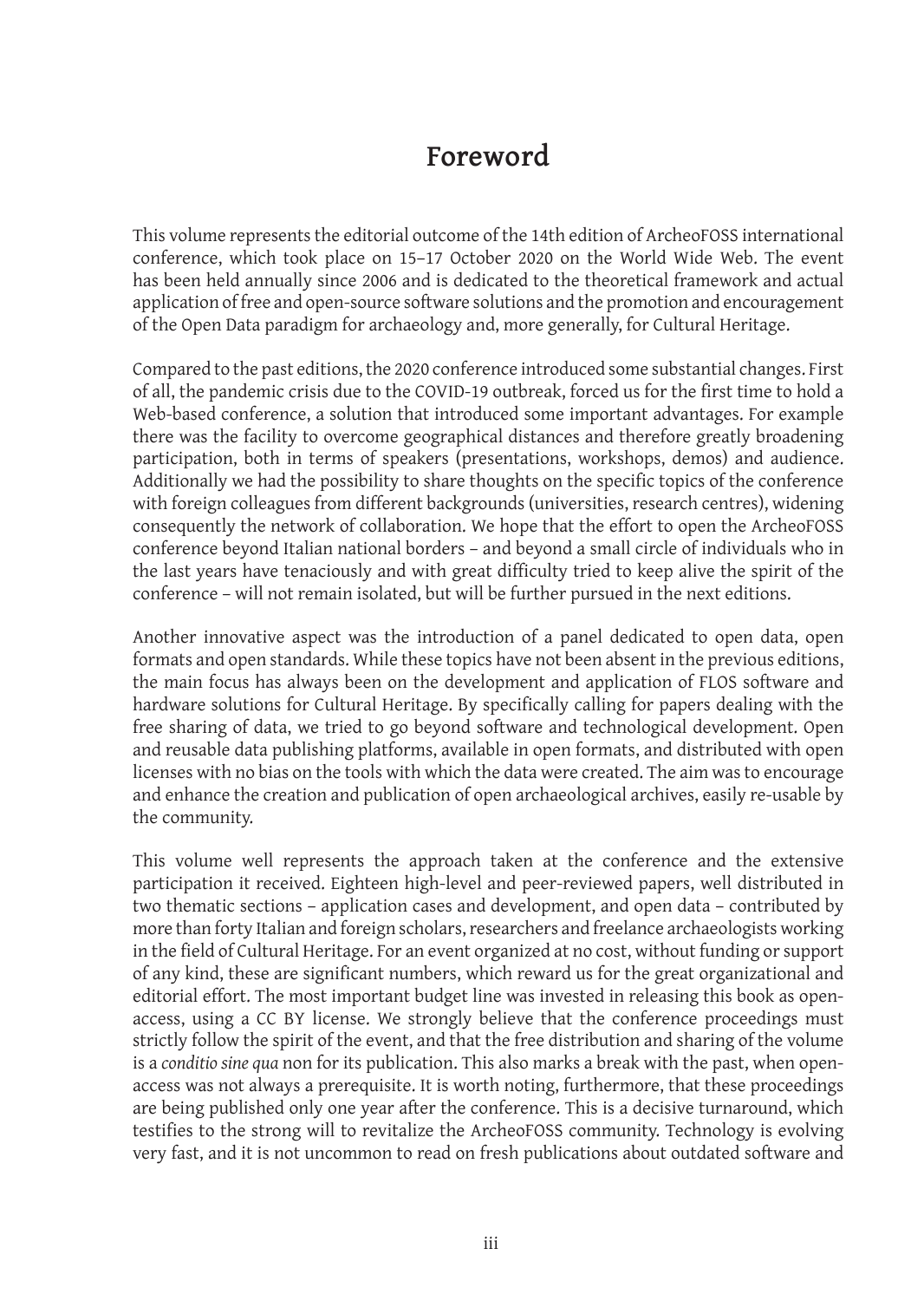# Foreword

This volume represents the editorial outcome of the 14th edition of ArcheoFOSS international conference, which took place on 15–17 October 2020 on the World Wide Web. The event has been held annually since 2006 and is dedicated to the theoretical framework and actual application of free and open-source software solutions and the promotion and encouragement of the Open Data paradigm for archaeology and, more generally, for Cultural Heritage.

Compared to the past editions, the 2020 conference introduced some substantial changes. First of all, the pandemic crisis due to the COVID-19 outbreak, forced us for the first time to hold a Web-based conference, a solution that introduced some important advantages. For example there was the facility to overcome geographical distances and therefore greatly broadening participation, both in terms of speakers (presentations, workshops, demos) and audience. Additionally we had the possibility to share thoughts on the specific topics of the conference with foreign colleagues from different backgrounds (universities, research centres), widening consequently the network of collaboration. We hope that the effort to open the ArcheoFOSS conference beyond Italian national borders – and beyond a small circle of individuals who in the last years have tenaciously and with great difficulty tried to keep alive the spirit of the conference – will not remain isolated, but will be further pursued in the next editions.

Another innovative aspect was the introduction of a panel dedicated to open data, open formats and open standards. While these topics have not been absent in the previous editions, the main focus has always been on the development and application of FLOS software and hardware solutions for Cultural Heritage. By specifically calling for papers dealing with the free sharing of data, we tried to go beyond software and technological development. Open and reusable data publishing platforms, available in open formats, and distributed with open licenses with no bias on the tools with which the data were created. The aim was to encourage and enhance the creation and publication of open archaeological archives, easily re-usable by the community.

This volume well represents the approach taken at the conference and the extensive participation it received. Eighteen high-level and peer-reviewed papers, well distributed in two thematic sections – application cases and development, and open data – contributed by more than forty Italian and foreign scholars, researchers and freelance archaeologists working in the field of Cultural Heritage. For an event organized at no cost, without funding or support of any kind, these are significant numbers, which reward us for the great organizational and editorial effort. The most important budget line was invested in releasing this book as open-access, using a CC BY license. We strongly believe that the conference proceedings must strictly follow the spirit of the event, and that the free distribution and sharing of the volume is a *conditio sine qua* non for its publication. This also marks a break with the past, when open-access was not always a prerequisite. It is worth noting, furthermore, that these proceedings are being published only one year after the conference. This is a decisive turnaround, which testifies to the strong will to revitalize the ArcheoFOSS community. Technology is evolving very fast, and it is not uncommon to read on fresh publications about outdated software and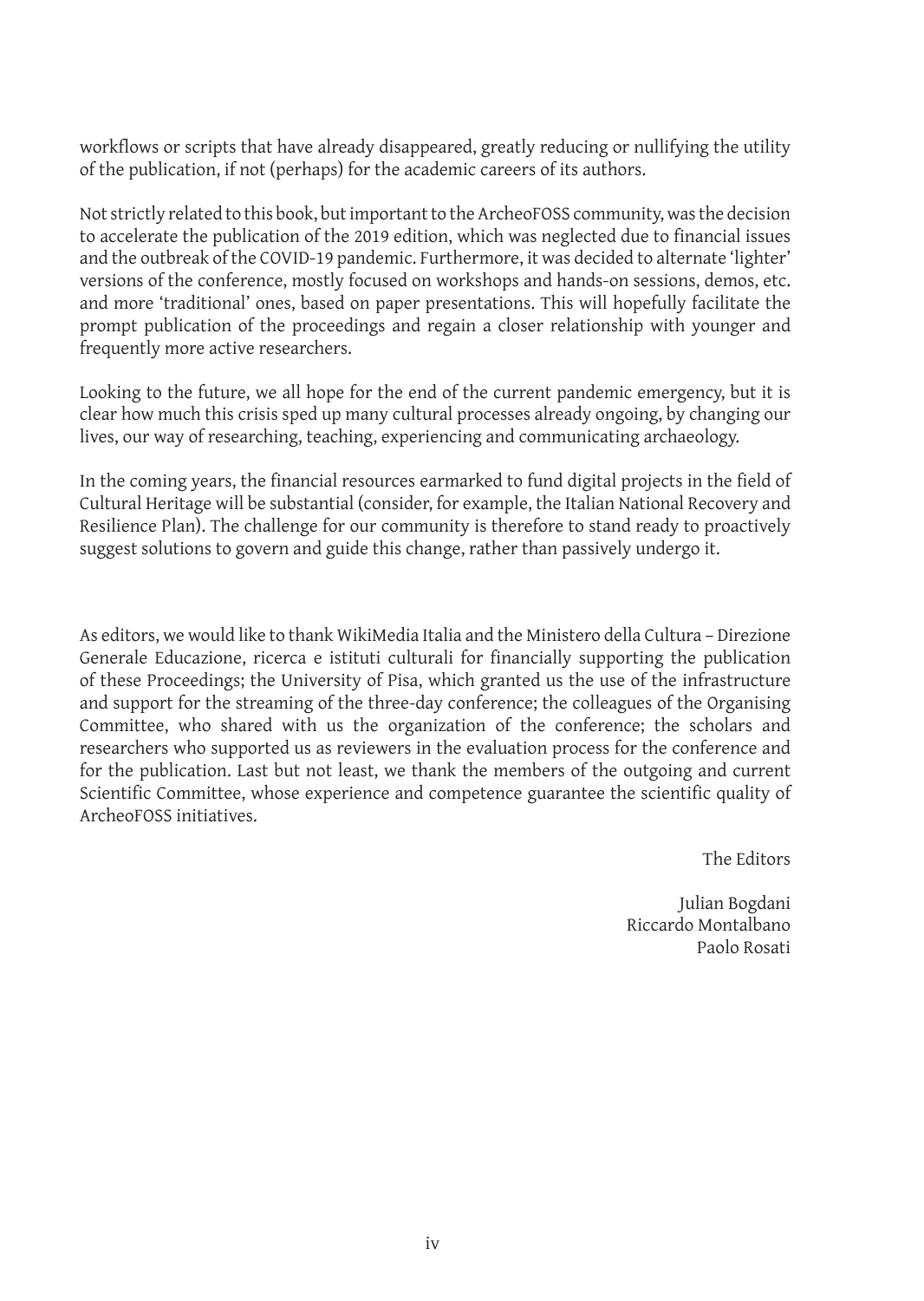workflows or scripts that have already disappeared, greatly reducing or nullifying the utility of the publication, if not (perhaps) for the academic careers of its authors.

Not strictly related to this book, but important to the ArcheoFOSS community, was the decision to accelerate the publication of the 2019 edition, which was neglected due to financial issues and the outbreak of the COVID-19 pandemic. Furthermore, it was decided to alternate 'lighter' versions of the conference, mostly focused on workshops and hands-on sessions, demos, etc. and more 'traditional' ones, based on paper presentations. This will hopefully facilitate the prompt publication of the proceedings and regain a closer relationship with younger and frequently more active researchers.

Looking to the future, we all hope for the end of the current pandemic emergency, but it is clear how much this crisis sped up many cultural processes already ongoing, by changing our lives, our way of researching, teaching, experiencing and communicating archaeology.

In the coming years, the financial resources earmarked to fund digital projects in the field of Cultural Heritage will be substantial (consider, for example, the Italian National Recovery and Resilience Plan). The challenge for our community is therefore to stand ready to proactively suggest solutions to govern and guide this change, rather than passively undergo it.

As editors, we would like to thank WikiMedia Italia and the Ministero della Cultura – Direzione Generale Educazione, ricerca e istituti culturali for financially supporting the publication of these Proceedings; the University of Pisa, which granted us the use of the infrastructure and support for the streaming of the three-day conference; the colleagues of the Organising Committee, who shared with us the organization of the conference; the scholars and researchers who supported us as reviewers in the evaluation process for the conference and for the publication. Last but not least, we thank the members of the outgoing and current Scientific Committee, whose experience and competence guarantee the scientific quality of ArcheoFOSS initiatives.

The Editors

Julian Bogdani
Riccardo Montalbano
Paolo Rosati